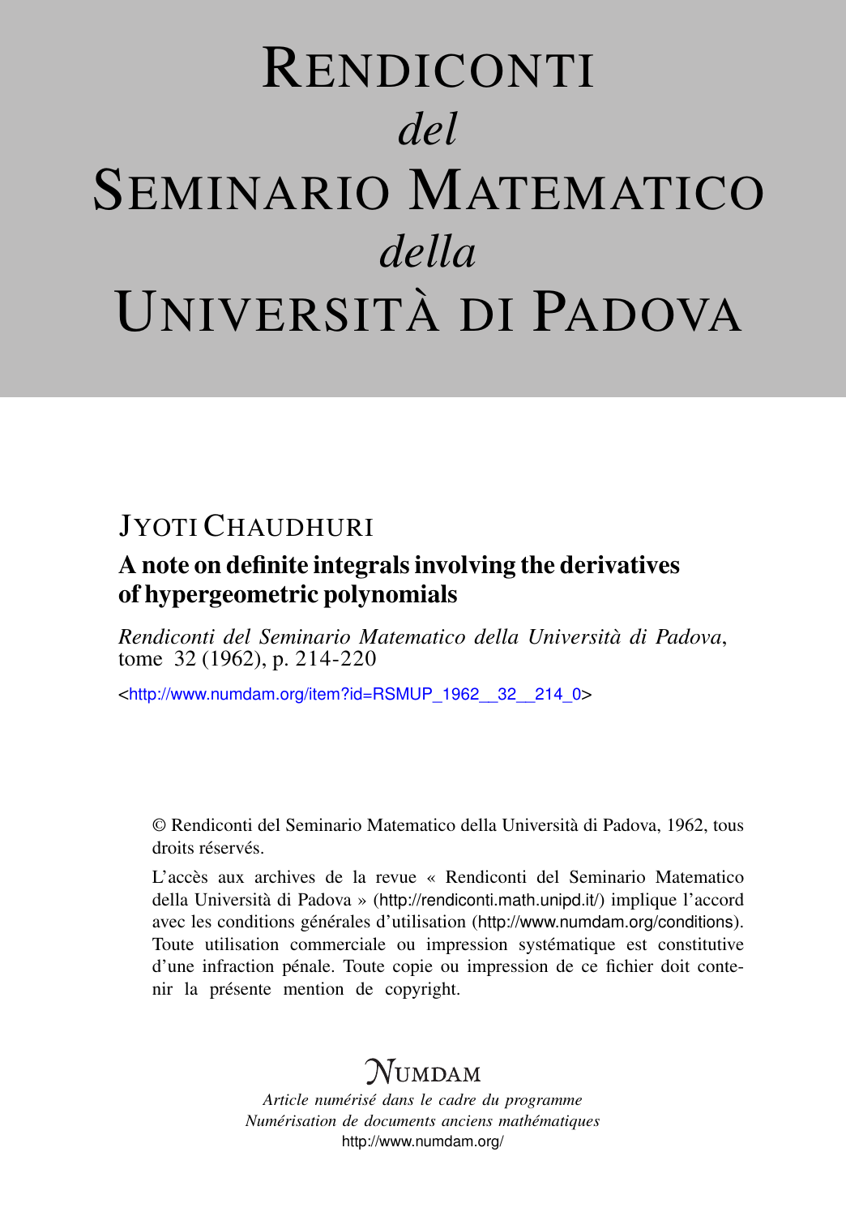# Rendiconti *del* Seminario Matematico *della* Università di Padova

## Jyoti Chaudhuri

### A note on definite integrals involving the derivatives of hypergeometric polynomials

*Rendiconti del Seminario Matematico della Università di Padova*, tome 32 (1962), p. 214-220

<http://www.numdam.org/item?id=RSMUP_1962__32__214_0>

© Rendiconti del Seminario Matematico della Università di Padova, 1962, tous droits réservés.

L'accès aux archives de la revue « Rendiconti del Seminario Matematico della Università di Padova » (http://rendiconti.math.unipd.it/) implique l'accord avec les conditions générales d'utilisation (http://www.numdam.org/conditions). Toute utilisation commerciale ou impression systématique est constitutive d'une infraction pénale. Toute copie ou impression de ce fichier doit contenir la présente mention de copyright.

NUMDAM

*Article numérisé dans le cadre du programme*
*Numérisation de documents anciens mathématiques*
http://www.numdam.org/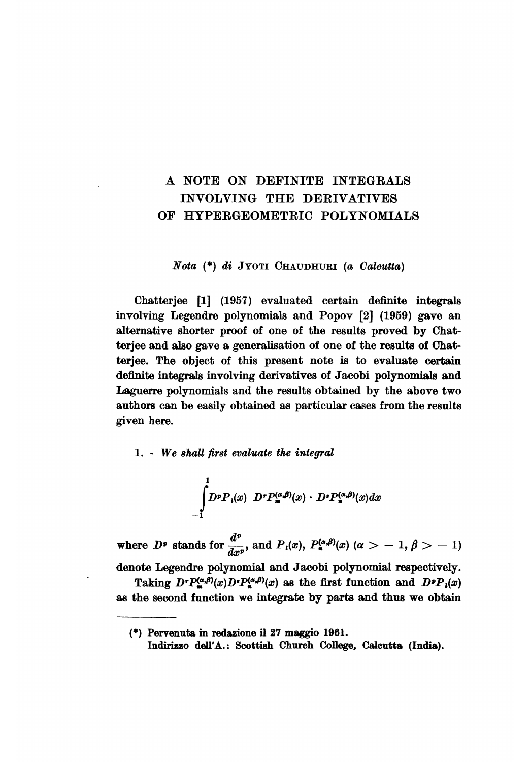# A NOTE ON DEFINITE INTEGRALS INVOLVING THE DERIVATIVES OF HYPERGEOMETRIC POLYNOMIALS

*Nota* (\*) *di* JYOTI CHAUDHURI (*a Calcutta*)

Chatterjee [1] (1957) evaluated certain definite integrals involving Legendre polynomials and Popov [2] (1959) gave an alternative shorter proof of one of the results proved by Chatterjee and also gave a generalisation of one of the results of Chatterjee. The object of this present note is to evaluate certain definite integrals involving derivatives of Jacobi polynomials and Laguerre polynomials and the results obtained by the above two authors can be easily obtained as particular cases from the results given here.

1. - *We shall first evaluate the integral*

$$\int_{-1}^{1} D^p P_l(x) \ D^r P_m^{(\alpha,\beta)}(x) \cdot D^s P_n^{(\alpha,\beta)}(x) dx$$

where $D^p$ stands for $\frac{d^p}{dx^p}$, and $P_l(x)$, $P_n^{(\alpha,\beta)}(x)$ $(\alpha > -1, \beta > -1)$ denote Legendre polynomial and Jacobi polynomial respectively.

Taking $D^r P_m^{(\alpha,\beta)}(x) D^s P_n^{(\alpha,\beta)}(x)$ as the first function and $D^p P_l(x)$ as the second function we integrate by parts and thus we obtain

---

(\*) Pervenuta in redazione il 27 maggio 1961.
Indirizzo dell'A.: Scottish Church College, Calcutta (India).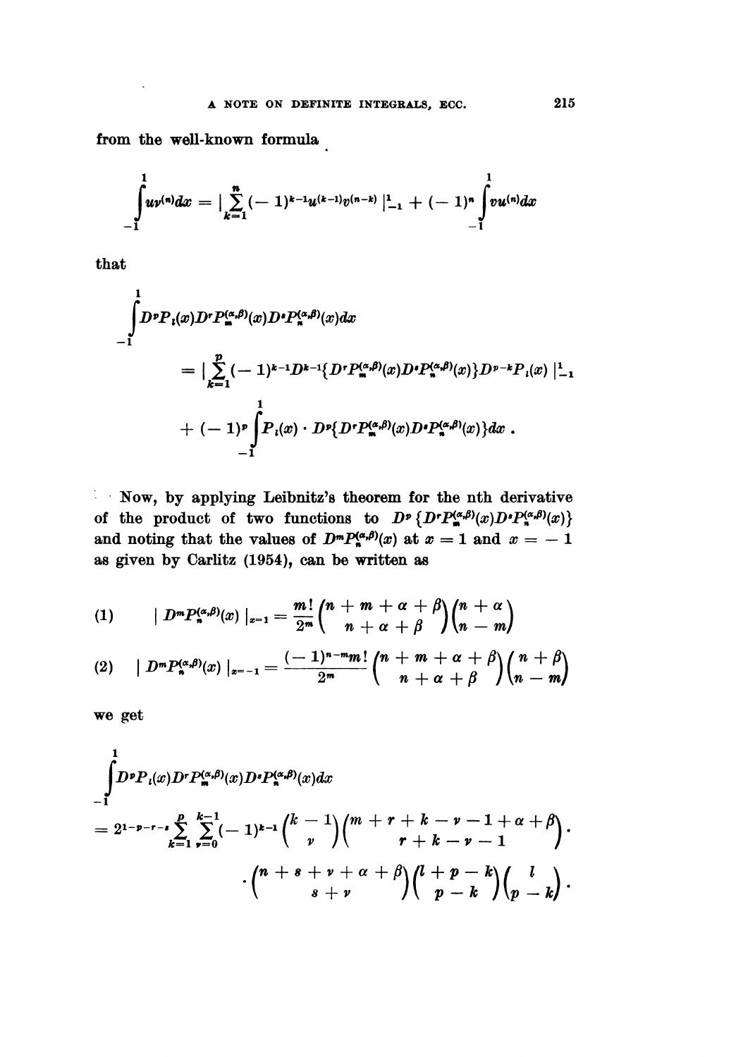from the well-known formula

$$\int_{-1}^{1} uv^{(n)}dx = \Big|\sum_{k=1}^{n}(-1)^{k-1}u^{(k-1)}v^{(n-k)}\Big|_{-1}^{1} + (-1)^n\int_{-1}^{1} vu^{(n)}dx$$

that

$$\int_{-1}^{1} D^p P_l(x) D^r P_m^{(\alpha,\beta)}(x) D^s P_n^{(\alpha,\beta)}(x) dx$$

$$= \Big|\sum_{k=1}^{p}(-1)^{k-1}D^{k-1}\{D^r P_m^{(\alpha,\beta)}(x) D^s P_n^{(\alpha,\beta)}(x)\} D^{p-k}P_l(x)\Big|_{-1}^{1}$$

$$+ (-1)^p \int_{-1}^{1} P_l(x)\cdot D^p\{D^r P_m^{(\alpha,\beta)}(x) D^s P_n^{(\alpha,\beta)}(x)\}dx \, .$$

Now, by applying Leibnitz's theorem for the nth derivative of the product of two functions to $D^p\{D^r P_m^{(\alpha,\beta)}(x) D^s P_n^{(\alpha,\beta)}(x)\}$ and noting that the values of $D^m P_n^{(\alpha,\beta)}(x)$ at $x = 1$ and $x = -1$ as given by Carlitz (1954), can be written as

$$(1) \qquad \big| D^m P_n^{(\alpha,\beta)}(x)\big|_{x=1} = \frac{m!}{2^m}\binom{n+m+\alpha+\beta}{n+\alpha+\beta}\binom{n+\alpha}{n-m}$$

$$(2) \qquad \big| D^m P_n^{(\alpha,\beta)}(x)\big|_{x=-1} = \frac{(-1)^{n-m}m!}{2^m}\binom{n+m+\alpha+\beta}{n+\alpha+\beta}\binom{n+\beta}{n-m}$$

we get

$$\int_{-1}^{1} D^p P_l(x) D^r P_m^{(\alpha,\beta)}(x) D^s P_n^{(\alpha,\beta)}(x) dx$$

$$= 2^{1-p-r-s}\sum_{k=1}^{p}\sum_{\nu=0}^{k-1}(-1)^{k-1}\binom{k-1}{\nu}\binom{m+r+k-\nu-1+\alpha+\beta}{r+k-\nu-1}\cdot$$

$$\cdot\binom{n+s+\nu+\alpha+\beta}{s+\nu}\binom{l+p-k}{p-k}\binom{l}{p-k}\cdot$$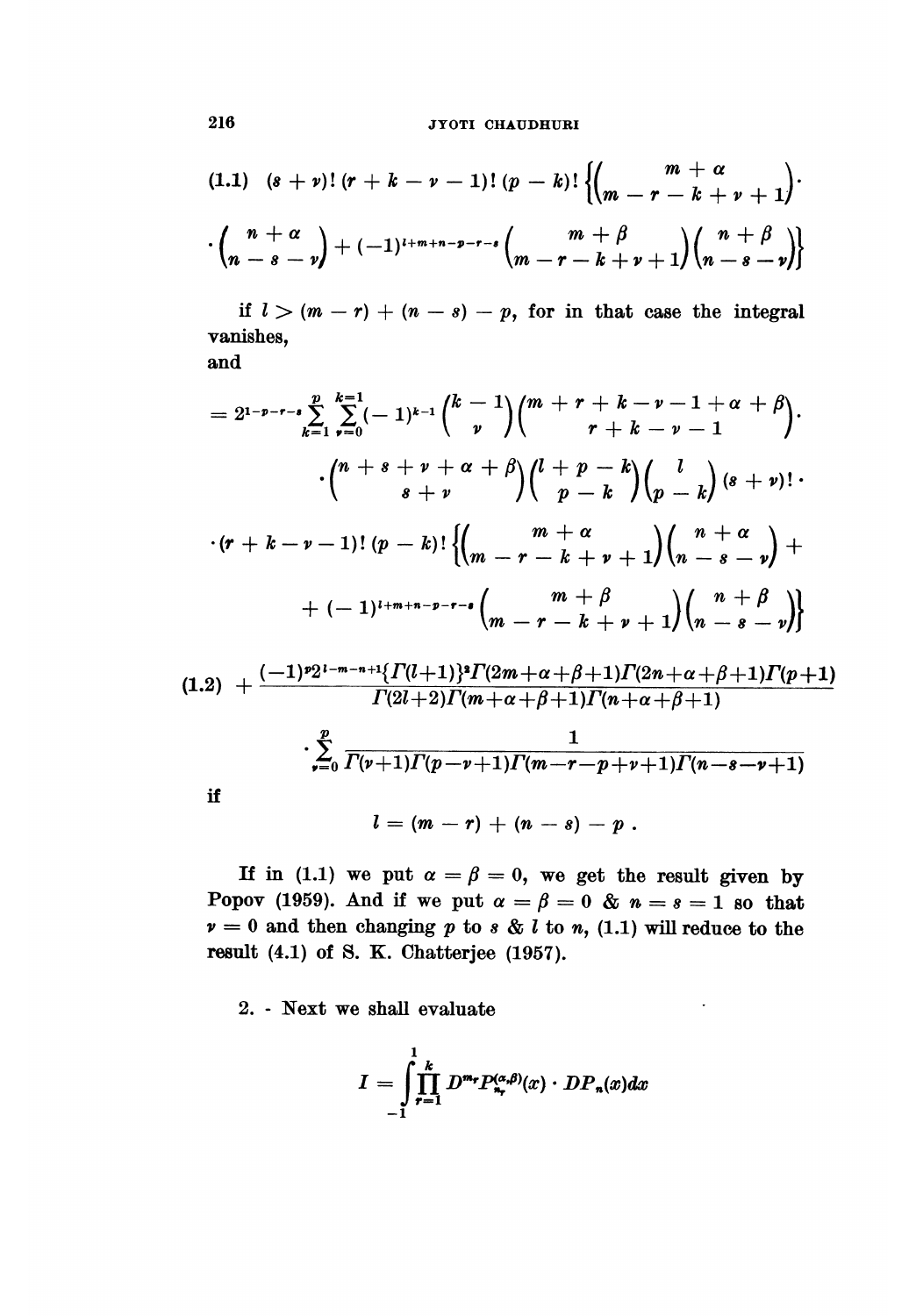$$
(1.1) \quad (s+\nu)!\,(r+k-\nu-1)!\,(p-k)!\left\{\binom{m+\alpha}{m-r-k+\nu+1}\cdot\right.
$$

$$
\left.\cdot\binom{n+\alpha}{n-s-\nu}+(-1)^{l+m+n-p-r-s}\binom{m+\beta}{m-r-k+\nu+1}\binom{n+\beta}{n-s-\nu}\right\}
$$

if $l > (m-r)+(n-s)-p$, for in that case the integral vanishes,

and

$$
= 2^{1-p-r-s}\sum_{k=1}^{p}\sum_{\nu=0}^{k-1}(-1)^{k-1}\binom{k-1}{\nu}\binom{m+r+k-\nu-1+\alpha+\beta}{r+k-\nu-1}\cdot
$$

$$
\cdot\binom{n+s+\nu+\alpha+\beta}{s+\nu}\binom{l+p-k}{p-k}\binom{l}{p-k}(s+\nu)!\,\cdot
$$

$$
\cdot(r+k-\nu-1)!\,(p-k)!\left\{\binom{m+\alpha}{m-r-k+\nu+1}\binom{n+\alpha}{n-s-\nu}+\right.
$$

$$
\left.+(-1)^{l+m+n-p-r-s}\binom{m+\beta}{m-r-k+\nu+1}\binom{n+\beta}{n-s-\nu}\right\}
$$

$$
(1.2) \quad +\frac{(-1)^{p}2^{l-m-n+1}\{\Gamma(l+1)\}^{2}\Gamma(2m+\alpha+\beta+1)\Gamma(2n+\alpha+\beta+1)\Gamma(p+1)}{\Gamma(2l+2)\Gamma(m+\alpha+\beta+1)\Gamma(n+\alpha+\beta+1)}
$$

$$
\cdot\sum_{\nu=0}^{p}\frac{1}{\Gamma(\nu+1)\Gamma(p-\nu+1)\Gamma(m-r-p+\nu+1)\Gamma(n-s-\nu+1)}
$$

if

$$
l = (m-r)+(n-s)-p\,.
$$

If in (1.1) we put $\alpha=\beta=0$, we get the result given by Popov (1959). And if we put $\alpha=\beta=0$ & $n=s=1$ so that $\nu=0$ and then changing $p$ to $s$ & $l$ to $n$, (1.1) will reduce to the result (4.1) of S. K. Chatterjee (1957).

2. - Next we shall evaluate

$$
I=\int_{-1}^{1}\prod_{r=1}^{k}D^{m_r}P_{n_r}^{(\alpha,\beta)}(x)\cdot DP_{n}(x)dx
$$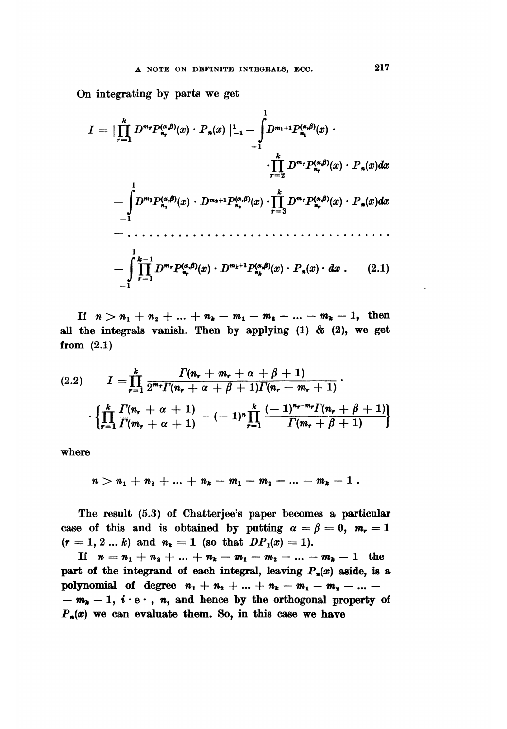On integrating by parts we get

$$
\begin{aligned}
I = \left| \prod_{r=1}^{k} D^{m_r} P_{n_r}^{(\alpha,\beta)}(x) \cdot P_n(x) \right|_{-1}^{1} - \int_{-1}^{1} D^{m_1+1} P_{n_1}^{(\alpha,\beta)}(x) \cdot \\
\cdot \prod_{r=2}^{k} D^{m_r} P_{n_r}^{(\alpha,\beta)}(x) \cdot P_n(x) dx \\
- \int_{-1}^{1} D^{m_1} P_{n_1}^{(\alpha,\beta)}(x) \cdot D^{m_2+1} P_{n_2}^{(\alpha,\beta)}(x) \cdot \prod_{r=3}^{k} D^{m_r} P_{n_r}^{(\alpha,\beta)}(x) \cdot P_n(x) dx \\
- \ldots\ldots\ldots\ldots\ldots\ldots\ldots\ldots\ldots\ldots\ldots \\
- \int_{-1}^{1} \prod_{r=1}^{k-1} D^{m_r} P_{n_r}^{(\alpha,\beta)}(x) \cdot D^{m_k+1} P_{n_k}^{(\alpha,\beta)}(x) \cdot P_n(x) \cdot dx . \qquad (2.1)
\end{aligned}
$$

If $n > n_1 + n_2 + \ldots + n_k - m_1 - m_2 - \ldots - m_k - 1$, then all the integrals vanish. Then by applying (1) & (2), we get from (2.1)

$$
(2.2) \qquad I = \prod_{r=1}^{k} \frac{\Gamma(n_r + m_r + \alpha + \beta + 1)}{2^{m_r} \Gamma(n_r + \alpha + \beta + 1) \Gamma(n_r - m_r + 1)} \cdot
\cdot \left\{ \prod_{r=1}^{k} \frac{\Gamma(n_r + \alpha + 1)}{\Gamma(m_r + \alpha + 1)} - (-1)^n \prod_{r=1}^{k} \frac{(-1)^{n_r - m_r} \Gamma(n_r + \beta + 1)}{\Gamma(m_r + \beta + 1)} \right\}
$$

where

$$
n > n_1 + n_2 + \ldots + n_k - m_1 - m_2 - \ldots - m_k - 1 .
$$

The result (5.3) of Chatterjee's paper becomes a particular case of this and is obtained by putting $\alpha = \beta = 0$, $m_r = 1$ $(r = 1, 2 \ldots k)$ and $n_k = 1$ (so that $DP_1(x) = 1$).

If $n = n_1 + n_2 + \ldots + n_k - m_1 - m_2 - \ldots - m_k - 1$ the part of the integrand of each integral, leaving $P_n(x)$ aside, is a polynomial of degree $n_1 + n_2 + \ldots + n_k - m_1 - m_2 - \ldots - m_k - 1$, i.e., $n$, and hence by the orthogonal property of $P_n(x)$ we can evaluate them. So, in this case we have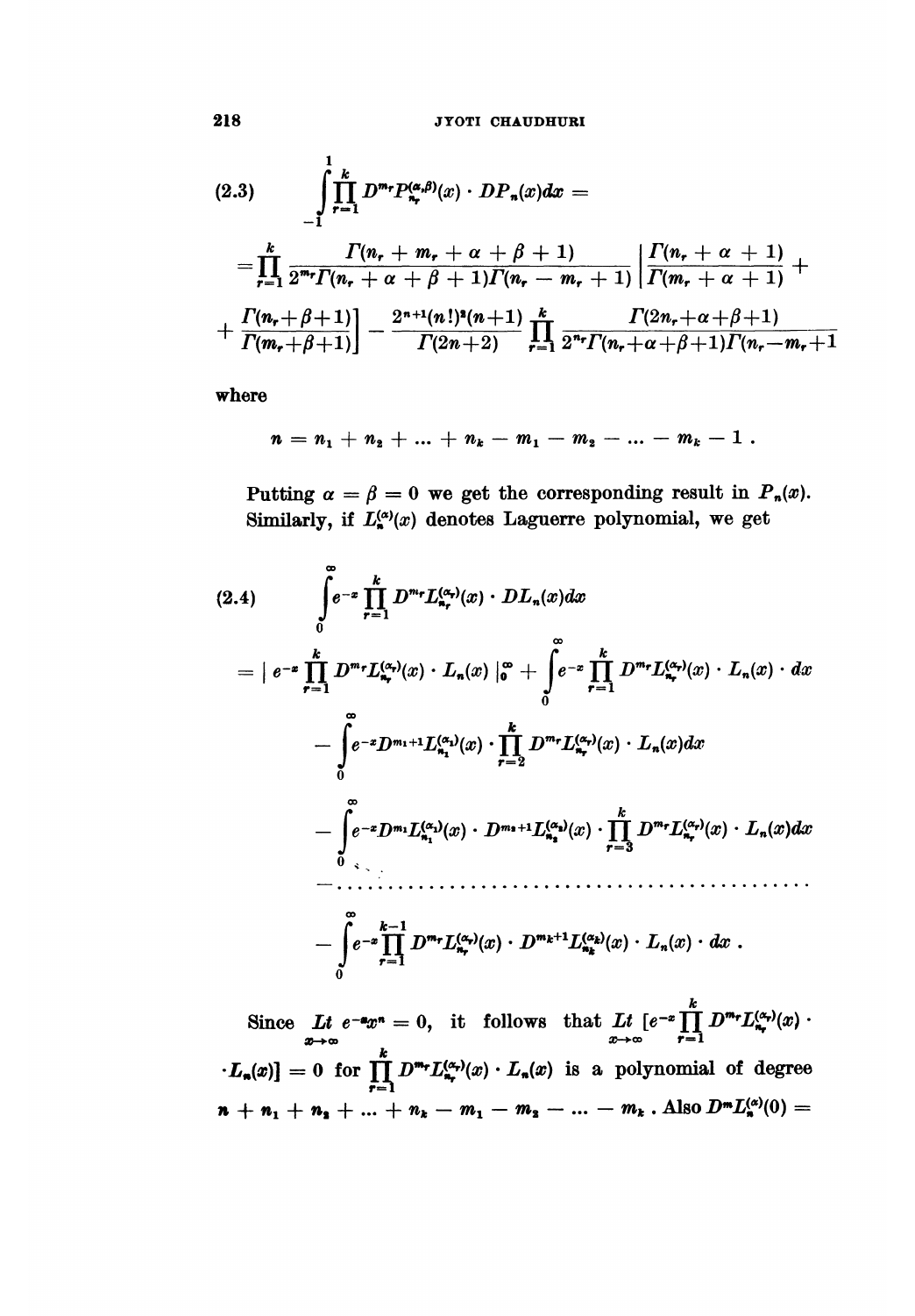$$
\int_{-1}^{1} \prod_{r=1}^{k} D^{m_r} P_{n_r}^{(\alpha,\beta)}(x) \cdot DP_n(x)dx = \tag{2.3}
$$

$$
= \prod_{r=1}^{k} \frac{\Gamma(n_r + m_r + \alpha + \beta + 1)}{2^{m_r}\Gamma(n_r + \alpha + \beta + 1)\Gamma(n_r - m_r + 1)} \left[\frac{\Gamma(n_r + \alpha + 1)}{\Gamma(m_r + \alpha + 1)} + \right.
$$

$$
\left. + \frac{\Gamma(n_r+\beta+1)}{\Gamma(m_r+\beta+1)}\right] - \frac{2^{n+1}(n!)^2(n+1)}{\Gamma(2n+2)} \prod_{r=1}^{k} \frac{\Gamma(2n_r+\alpha+\beta+1)}{2^{n_r}\Gamma(n_r+\alpha+\beta+1)\Gamma(n_r-m_r+1}
$$

where

$$
n = n_1 + n_2 + \dots + n_k - m_1 - m_2 - \dots - m_k - 1 \, .
$$

Putting $\alpha = \beta = 0$ we get the corresponding result in $P_n(x)$. Similarly, if $L_n^{(\alpha)}(x)$ denotes Laguerre polynomial, we get

$$
\int_{0}^{\infty} e^{-x} \prod_{r=1}^{k} D^{m_r} L_{n_r}^{(\alpha_r)}(x) \cdot DL_n(x)dx \tag{2.4}
$$

$$
= \left| \, e^{-x} \prod_{r=1}^{k} D^{m_r} L_{n_r}^{(\alpha_r)}(x) \cdot L_n(x) \, \right|_0^\infty + \int_{0}^{\infty} e^{-x} \prod_{r=1}^{k} D^{m_r} L_{n_r}^{(\alpha_r)}(x) \cdot L_n(x) \cdot dx
$$

$$
- \int_{0}^{\infty} e^{-x} D^{m_1+1} L_{n_1}^{(\alpha_1)}(x) \cdot \prod_{r=2}^{k} D^{m_r} L_{n_r}^{(\alpha_r)}(x) \cdot L_n(x)dx
$$

$$
- \int_{0}^{\infty} e^{-x} D^{m_1} L_{n_1}^{(\alpha_1)}(x) \cdot D^{m_2+1} L_{n_2}^{(\alpha_2)}(x) \cdot \prod_{r=3}^{k} D^{m_r} L_{n_r}^{(\alpha_r)}(x) \cdot L_n(x)dx
$$

$$
- \dots\dots\dots\dots\dots\dots\dots\dots\dots\dots\dots\dots\dots\dots\dots
$$

$$
- \int_{0}^{\infty} e^{-x} \prod_{r=1}^{k-1} D^{m_r} L_{n_r}^{(\alpha_r)}(x) \cdot D^{m_k+1} L_{n_k}^{(\alpha_k)}(x) \cdot L_n(x) \cdot dx \, .
$$

Since $\underset{x\to\infty}{Lt}\, e^{-x}x^n = 0$, it follows that $\underset{x\to\infty}{Lt}\, [e^{-x} \prod_{r=1}^{k} D^{m_r} L_{n_r}^{(\alpha_r)}(x) \cdot \cdot L_n(x)] = 0$ for $\prod_{r=1}^{k} D^{m_r} L_{n_r}^{(\alpha_r)}(x) \cdot L_n(x)$ is a polynomial of degree $n + n_1 + n_2 + \dots + n_k - m_1 - m_2 - \dots - m_k$. Also $D^m L_n^{(\alpha)}(0) =$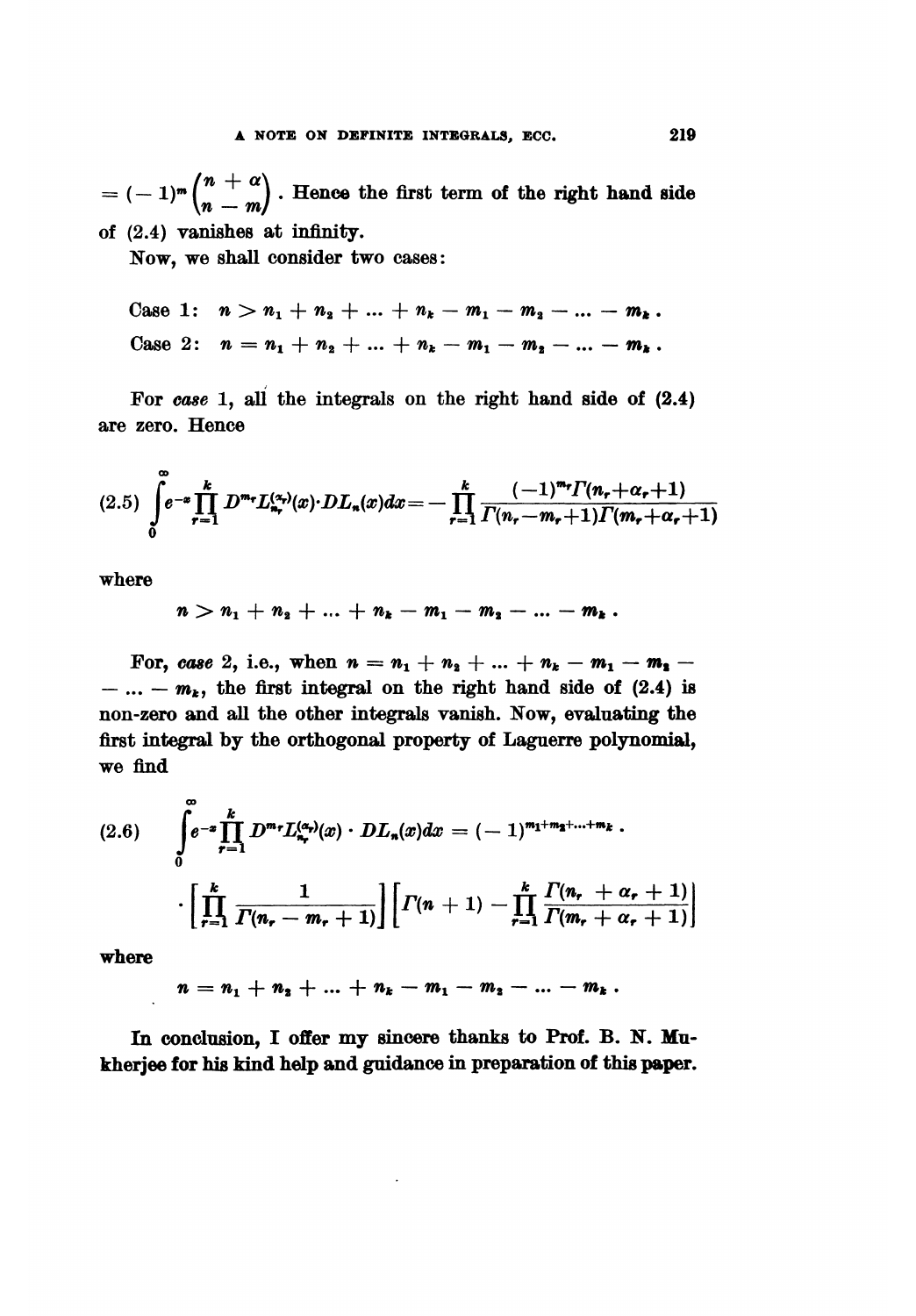$= (-1)^m \binom{n+\alpha}{n-m}$. Hence the first term of the right hand side of (2.4) vanishes at infinity.

Now, we shall consider two cases:

Case 1: $n > n_1 + n_2 + \ldots + n_k - m_1 - m_2 - \ldots - m_k$.

Case 2: $n = n_1 + n_2 + \ldots + n_k - m_1 - m_2 - \ldots - m_k$.

For *case* 1, all the integrals on the right hand side of (2.4) are zero. Hence

$$(2.5)\quad \int_0^\infty e^{-x} \prod_{r=1}^k D^{m_r} L_{n_r}^{(\alpha_r)}(x) \cdot DL_n(x)dx = -\prod_{r=1}^k \frac{(-1)^{m_r}\Gamma(n_r+\alpha_r+1)}{\Gamma(n_r-m_r+1)\Gamma(m_r+\alpha_r+1)}$$

where

$$n > n_1 + n_2 + \ldots + n_k - m_1 - m_2 - \ldots - m_k.$$

For, *case* 2, i.e., when $n = n_1 + n_2 + \ldots + n_k - m_1 - m_2 - \ldots - m_k$, the first integral on the right hand side of (2.4) is non-zero and all the other integrals vanish. Now, evaluating the first integral by the orthogonal property of Laguerre polynomial, we find

$$(2.6)\quad \int_0^\infty e^{-x} \prod_{r=1}^k D^{m_r} L_{n_r}^{(\alpha_r)}(x) \cdot DL_n(x)dx = (-1)^{m_1+m_2+\ldots+m_k} \cdot \left[\prod_{r=1}^k \frac{1}{\Gamma(n_r-m_r+1)}\right]\left[\Gamma(n+1) - \prod_{r=1}^k \frac{\Gamma(n_r+\alpha_r+1)}{\Gamma(m_r+\alpha_r+1)}\right]$$

where

$$n = n_1 + n_2 + \ldots + n_k - m_1 - m_2 - \ldots - m_k.$$

**In conclusion, I offer my sincere thanks to Prof. B. N. Mukherjee for his kind help and guidance in preparation of this paper.**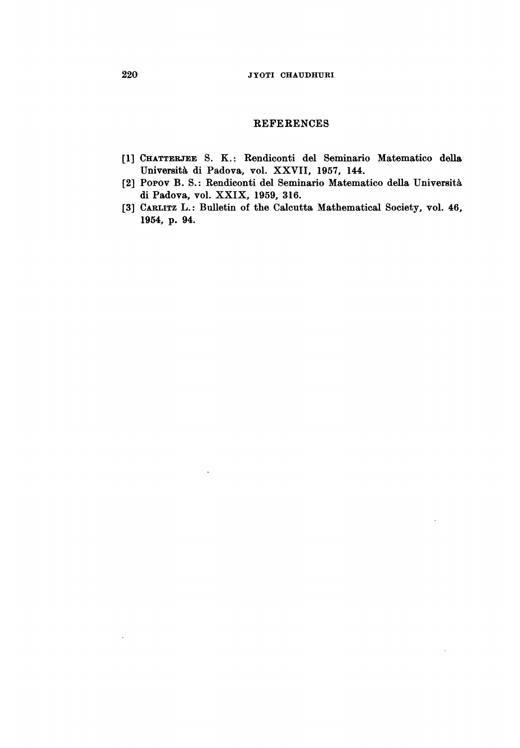## REFERENCES

[1] Chatterjee S. K.: Rendiconti del Seminario Matematico della Università di Padova, vol. XXVII, 1957, 144.

[2] Popov B. S.: Rendiconti del Seminario Matematico della Università di Padova, vol. XXIX, 1959, 316.

[3] Carlitz L.: Bulletin of the Calcutta Mathematical Society, vol. 46, 1954, p. 94.